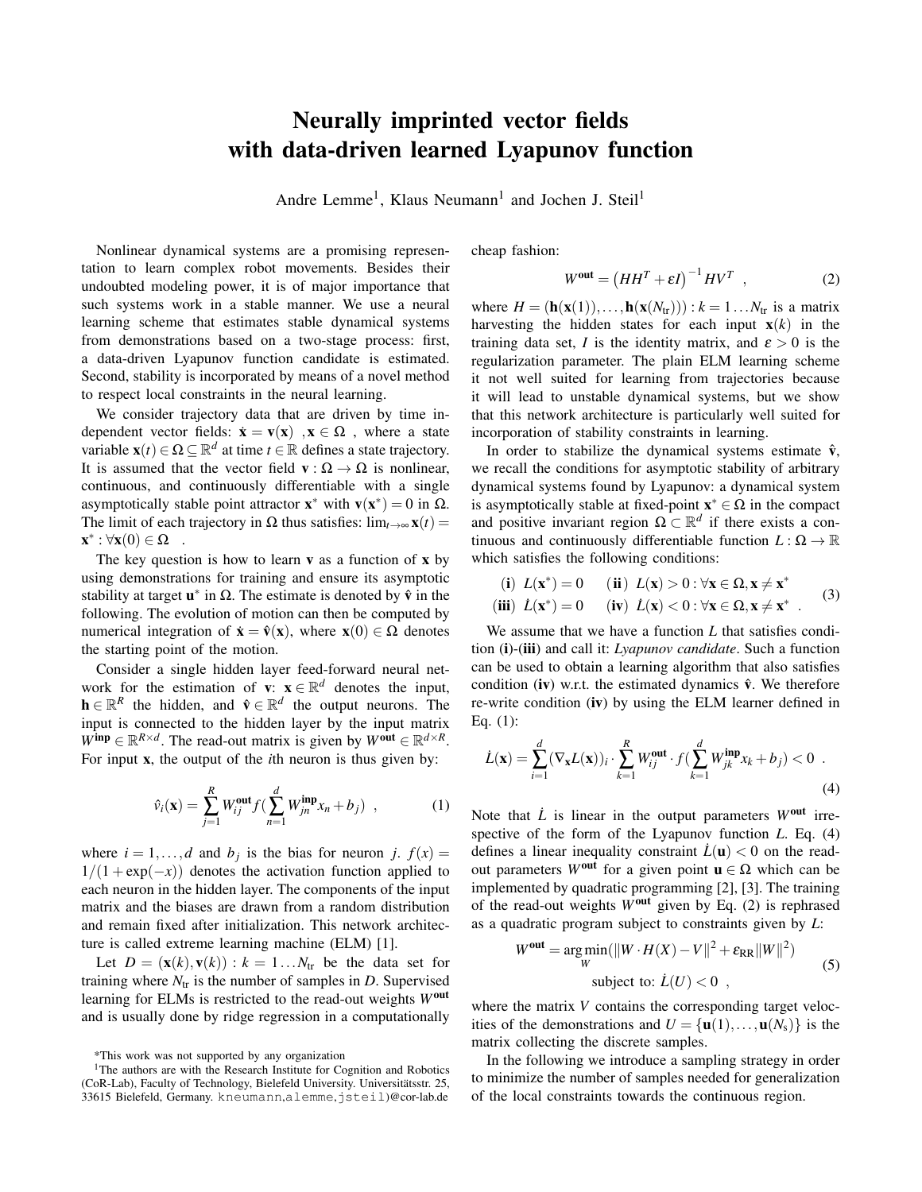# Neurally imprinted vector fields with data-driven learned Lyapunov function

Andre Lemme[1], Klaus Neumann[1] and Jochen J. Steil[1]

Nonlinear dynamical systems are a promising representation to learn complex robot movements. Besides their undoubted modeling power, it is of major importance that such systems work in a stable manner. We use a neural learning scheme that estimates stable dynamical systems from demonstrations based on a two-stage process: first, a data-driven Lyapunov function candidate is estimated. Second, stability is incorporated by means of a novel method to respect local constraints in the neural learning.

We consider trajectory data that are driven by time independent vector fields: $\dot{\mathbf{x}} = \mathbf{v}(\mathbf{x})$ , $\mathbf{x} \in \Omega$ , where a state variable $\mathbf{x}(t) \in \Omega \subseteq \mathbb{R}^d$ at time $t \in \mathbb{R}$ defines a state trajectory. It is assumed that the vector field $\mathbf{v} : \Omega \to \Omega$ is nonlinear, continuous, and continuously differentiable with a single asymptotically stable point attractor $\mathbf{x}^*$ with $\mathbf{v}(\mathbf{x}^*) = 0$ in $\Omega$. The limit of each trajectory in $\Omega$ thus satisfies: $\lim_{t\to\infty} \mathbf{x}(t) = \mathbf{x}^* : \forall \mathbf{x}(0) \in \Omega$ .

The key question is how to learn $\mathbf{v}$ as a function of $\mathbf{x}$ by using demonstrations for training and ensure its asymptotic stability at target $\mathbf{u}^*$ in $\Omega$. The estimate is denoted by $\hat{\mathbf{v}}$ in the following. The evolution of motion can then be computed by numerical integration of $\dot{\mathbf{x}} = \hat{\mathbf{v}}(\mathbf{x})$, where $\mathbf{x}(0) \in \Omega$ denotes the starting point of the motion.

Consider a single hidden layer feed-forward neural network for the estimation of $\mathbf{v}$: $\mathbf{x} \in \mathbb{R}^d$ denotes the input, $\mathbf{h} \in \mathbb{R}^R$ the hidden, and $\hat{\mathbf{v}} \in \mathbb{R}^d$ the output neurons. The input is connected to the hidden layer by the input matrix $W^{\mathbf{inp}} \in \mathbb{R}^{R\times d}$. The read-out matrix is given by $W^{\mathbf{out}} \in \mathbb{R}^{d\times R}$. For input $\mathbf{x}$, the output of the $i$th neuron is thus given by:

$$\hat{v}_i(\mathbf{x}) = \sum_{j=1}^{R} W^{\mathbf{out}}_{ij} f\Big(\sum_{n=1}^{d} W^{\mathbf{inp}}_{jn} x_n + b_j\Big) \ , \tag{1}$$

where $i = 1, \ldots, d$ and $b_j$ is the bias for neuron $j$. $f(x) = 1/(1+\exp(-x))$ denotes the activation function applied to each neuron in the hidden layer. The components of the input matrix and the biases are drawn from a random distribution and remain fixed after initialization. This network architecture is called extreme learning machine (ELM) [1].

Let $D = (\mathbf{x}(k), \mathbf{v}(k)) : k = 1 \ldots N_{\text{tr}}$ be the data set for training where $N_{\text{tr}}$ is the number of samples in $D$. Supervised learning for ELMs is restricted to the read-out weights $W^{\mathbf{out}}$ and is usually done by ridge regression in a computationally cheap fashion:

$$W^{\mathbf{out}} = \left(HH^T + \varepsilon I\right)^{-1} HV^T \ , \tag{2}$$

where $H = (\mathbf{h}(\mathbf{x}(1)), \ldots, \mathbf{h}(\mathbf{x}(N_{\text{tr}}))) : k = 1 \ldots N_{\text{tr}}$ is a matrix harvesting the hidden states for each input $\mathbf{x}(k)$ in the training data set, $I$ is the identity matrix, and $\varepsilon > 0$ is the regularization parameter. The plain ELM learning scheme it not well suited for learning from trajectories because it will lead to unstable dynamical systems, but we show that this network architecture is particularly well suited for incorporation of stability constraints in learning.

In order to stabilize the dynamical systems estimate $\hat{\mathbf{v}}$, we recall the conditions for asymptotic stability of arbitrary dynamical systems found by Lyapunov: a dynamical system is asymptotically stable at fixed-point $\mathbf{x}^* \in \Omega$ in the compact and positive invariant region $\Omega \subset \mathbb{R}^d$ if there exists a continuous and continuously differentiable function $L : \Omega \to \mathbb{R}$ which satisfies the following conditions:

$$\begin{array}{ll} (\mathbf{i})\ \ L(\mathbf{x}^*) = 0 & (\mathbf{ii})\ \ L(\mathbf{x}) > 0 : \forall \mathbf{x} \in \Omega, \mathbf{x} \neq \mathbf{x}^* \\ (\mathbf{iii})\ \ \dot{L}(\mathbf{x}^*) = 0 & (\mathbf{iv})\ \ \dot{L}(\mathbf{x}) < 0 : \forall \mathbf{x} \in \Omega, \mathbf{x} \neq \mathbf{x}^* \ . \end{array} \tag{3}$$

We assume that we have a function $L$ that satisfies condition (**i**)-(**iii**) and call it: *Lyapunov candidate*. Such a function can be used to obtain a learning algorithm that also satisfies condition (**iv**) w.r.t. the estimated dynamics $\hat{\mathbf{v}}$. We therefore re-write condition (**iv**) by using the ELM learner defined in Eq. (1):

$$\dot{L}(\mathbf{x}) = \sum_{i=1}^{d} (\nabla_{\mathbf{x}} L(\mathbf{x}))_i \cdot \sum_{k=1}^{R} W^{\mathbf{out}}_{ij} \cdot f\Big(\sum_{k=1}^{d} W^{\mathbf{inp}}_{jk} x_k + b_j\Big) < 0 \ . \tag{4}$$

Note that $\dot{L}$ is linear in the output parameters $W^{\mathbf{out}}$ irrespective of the form of the Lyapunov function $L$. Eq. (4) defines a linear inequality constraint $\dot{L}(\mathbf{u}) < 0$ on the read-out parameters $W^{\mathbf{out}}$ for a given point $\mathbf{u} \in \Omega$ which can be implemented by quadratic programming [2], [3]. The training of the read-out weights $W^{\mathbf{out}}$ given by Eq. (2) is rephrased as a quadratic program subject to constraints given by $L$:

$$\begin{gathered} W^{\mathbf{out}} = \arg\min_{W} (\|W \cdot H(X) - V\|^2 + \varepsilon_{\text{RR}} \|W\|^2) \\ \text{subject to: } \dot{L}(U) < 0 \ , \end{gathered} \tag{5}$$

where the matrix $V$ contains the corresponding target velocities of the demonstrations and $U = \{\mathbf{u}(1), \ldots, \mathbf{u}(N_s)\}$ is the matrix collecting the discrete samples.

In the following we introduce a sampling strategy in order to minimize the number of samples needed for generalization of the local constraints towards the continuous region.

*This work was not supported by any organization

[1]The authors are with the Research Institute for Cognition and Robotics (CoR-Lab), Faculty of Technology, Bielefeld University. Universitätsstr. 25, 33615 Bielefeld, Germany. kneumann,alemme,jsteil)@cor-lab.de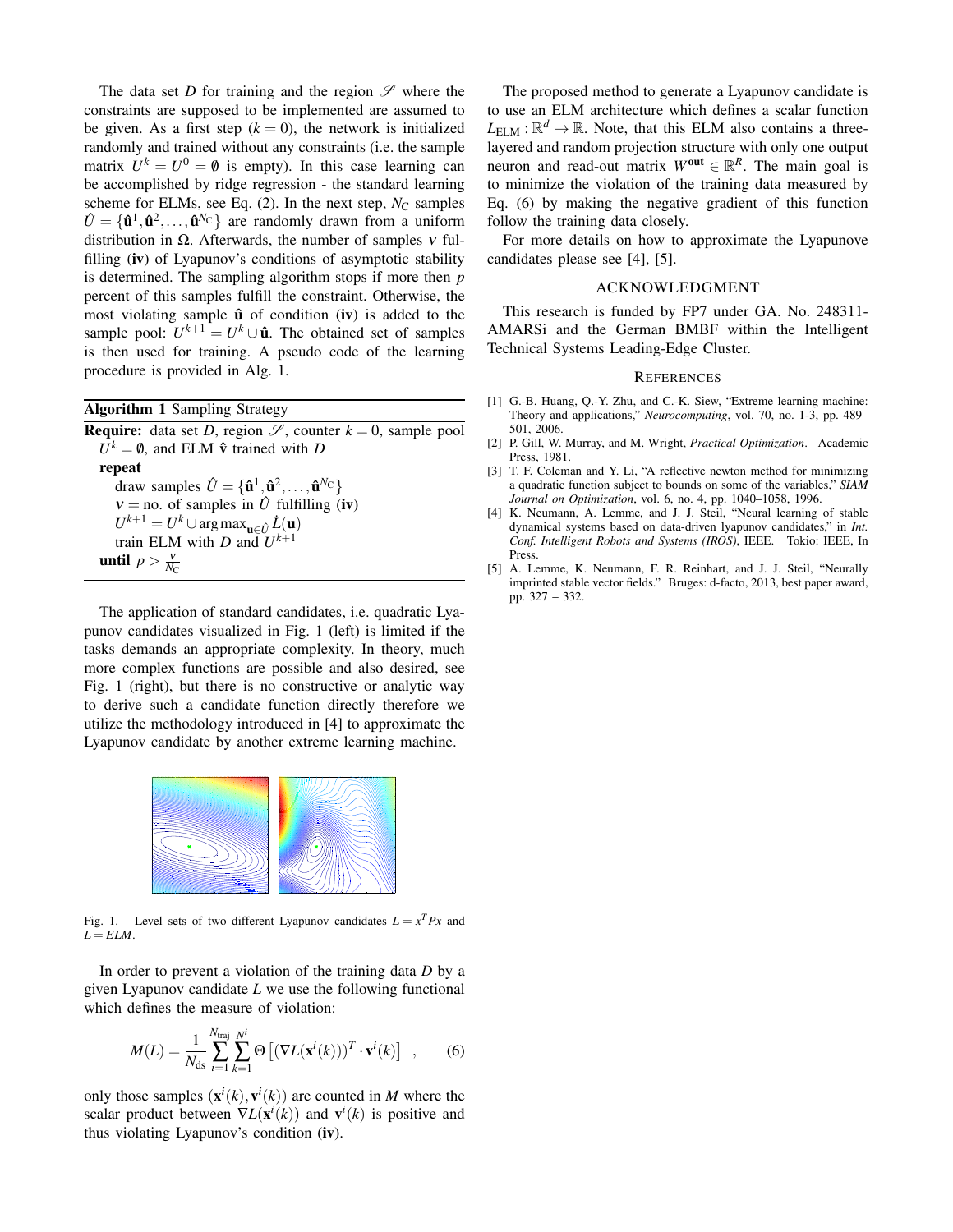The data set $D$ for training and the region $\mathscr{S}$ where the constraints are supposed to be implemented are assumed to be given. As a first step ($k = 0$), the network is initialized randomly and trained without any constraints (i.e. the sample matrix $U^k = U^0 = \emptyset$ is empty). In this case learning can be accomplished by ridge regression - the standard learning scheme for ELMs, see Eq. (2). In the next step, $N_C$ samples $\hat{U} = \{\hat{\mathbf{u}}^1, \hat{\mathbf{u}}^2, \ldots, \hat{\mathbf{u}}^{N_C}\}$ are randomly drawn from a uniform distribution in $\Omega$. Afterwards, the number of samples $\nu$ fulfilling (**iv**) of Lyapunov's conditions of asymptotic stability is determined. The sampling algorithm stops if more then $p$ percent of this samples fulfill the constraint. Otherwise, the most violating sample $\hat{\mathbf{u}}$ of condition (**iv**) is added to the sample pool: $U^{k+1} = U^k \cup \hat{\mathbf{u}}$. The obtained set of samples is then used for training. A pseudo code of the learning procedure is provided in Alg. 1.

**Algorithm 1** Sampling Strategy

**Require:** data set $D$, region $\mathscr{S}$, counter $k = 0$, sample pool $U^k = \emptyset$, and ELM $\hat{\mathbf{v}}$ trained with $D$

**repeat**

draw samples $\hat{U} = \{\hat{\mathbf{u}}^1, \hat{\mathbf{u}}^2, \ldots, \hat{\mathbf{u}}^{N_C}\}$

$\nu =$ no. of samples in $\hat{U}$ fulfilling (**iv**)

$U^{k+1} = U^k \cup \arg\max_{\mathbf{u} \in \hat{U}} \dot{L}(\mathbf{u})$

train ELM with $D$ and $U^{k+1}$

**until** $p > \frac{\nu}{N_C}$

The application of standard candidates, i.e. quadratic Lyapunov candidates visualized in Fig. 1 (left) is limited if the tasks demands an appropriate complexity. In theory, much more complex functions are possible and also desired, see Fig. 1 (right), but there is no constructive or analytic way to derive such a candidate function directly therefore we utilize the methodology introduced in [4] to approximate the Lyapunov candidate by another extreme learning machine.

Fig. 1. Level sets of two different Lyapunov candidates $L = x^T P x$ and $L = ELM$.

In order to prevent a violation of the training data $D$ by a given Lyapunov candidate $L$ we use the following functional which defines the measure of violation:

$$M(L) = \frac{1}{N_{\text{ds}}} \sum_{i=1}^{N_{\text{traj}}} \sum_{k=1}^{N^i} \Theta\left[ (\nabla L(\mathbf{x}^i(k)))^T \cdot \mathbf{v}^i(k) \right] \quad , \tag{6}$$

only those samples $(\mathbf{x}^i(k), \mathbf{v}^i(k))$ are counted in $M$ where the scalar product between $\nabla L(\mathbf{x}^i(k))$ and $\mathbf{v}^i(k)$ is positive and thus violating Lyapunov's condition (**iv**).

The proposed method to generate a Lyapunov candidate is to use an ELM architecture which defines a scalar function $L_{\text{ELM}} : \mathbb{R}^d \to \mathbb{R}$. Note, that this ELM also contains a three-layered and random projection structure with only one output neuron and read-out matrix $W^{\text{out}} \in \mathbb{R}^R$. The main goal is to minimize the violation of the training data measured by Eq. (6) by making the negative gradient of this function follow the training data closely.

For more details on how to approximate the Lyapunove candidates please see [4], [5].

## ACKNOWLEDGMENT

This research is funded by FP7 under GA. No. 248311-AMARSi and the German BMBF within the Intelligent Technical Systems Leading-Edge Cluster.

## REFERENCES

[1] G.-B. Huang, Q.-Y. Zhu, and C.-K. Siew, "Extreme learning machine: Theory and applications," *Neurocomputing*, vol. 70, no. 1-3, pp. 489–501, 2006.

[2] P. Gill, W. Murray, and M. Wright, *Practical Optimization*. Academic Press, 1981.

[3] T. F. Coleman and Y. Li, "A reflective newton method for minimizing a quadratic function subject to bounds on some of the variables," *SIAM Journal on Optimization*, vol. 6, no. 4, pp. 1040–1058, 1996.

[4] K. Neumann, A. Lemme, and J. J. Steil, "Neural learning of stable dynamical systems based on data-driven lyapunov candidates," in *Int. Conf. Intelligent Robots and Systems (IROS)*, IEEE. Tokio: IEEE, In Press.

[5] A. Lemme, K. Neumann, F. R. Reinhart, and J. J. Steil, "Neurally imprinted stable vector fields." Bruges: d-facto, 2013, best paper award, pp. 327 – 332.